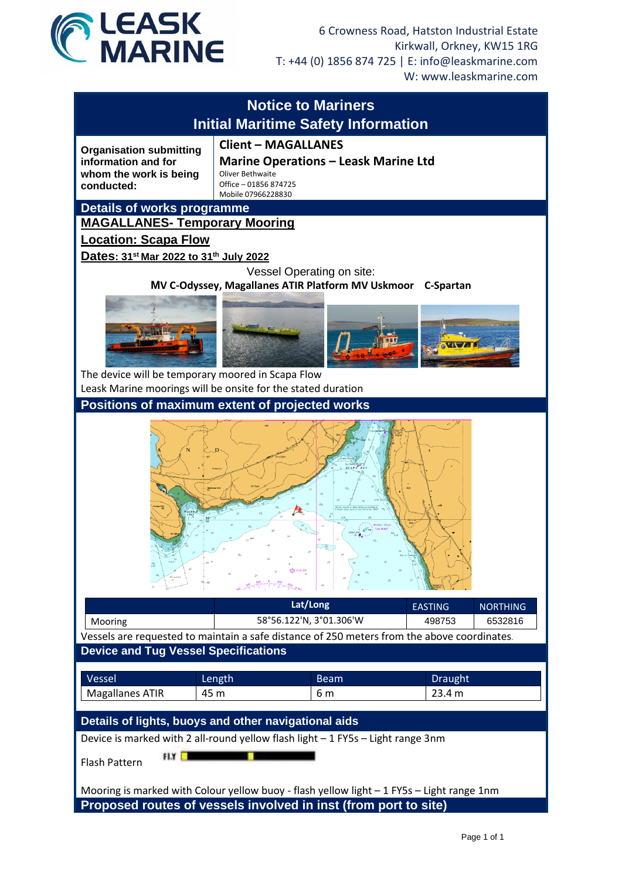LEASK MARINE

6 Crowness Road, Hatston Industrial Estate
Kirkwall, Orkney, KW15 1RG
T: +44 (0) 1856 874 725 | E: info@leaskmarine.com
W: www.leaskmarine.com

# Notice to Mariners
## Initial Maritime Safety Information

| **Organisation submitting information and for whom the work is being conducted:** | **Client – MAGALLANES**<br>**Marine Operations – Leask Marine Ltd**<br>Oliver Bethwaite<br>Office – 01856 874725<br>Mobile 07966228830 |
|---|---|

## Details of works programme

**MAGALLANES- Temporary Mooring**

**Location: Scapa Flow**

**Dates: 31st Mar 2022 to 31th July 2022**

Vessel Operating on site:

**MV C-Odyssey, Magallanes ATIR Platform MV Uskmoor C-Spartan**

The device will be temporary moored in Scapa Flow

Leask Marine moorings will be onsite for the stated duration

## Positions of maximum extent of projected works

| | Lat/Long | EASTING | NORTHING |
|---|---|---|---|
| Mooring | 58°56.122'N, 3°01.306'W | 498753 | 6532816 |

Vessels are requested to maintain a safe distance of 250 meters from the above coordinates.

## Device and Tug Vessel Specifications

| Vessel | Length | Beam | Draught |
|---|---|---|---|
| Magallanes ATIR | 45 m | 6 m | 23.4 m |

## Details of lights, buoys and other navigational aids

Device is marked with 2 all-round yellow flash light – 1 FY5s – Light range 3nm

Flash Pattern

Mooring is marked with Colour yellow buoy - flash yellow light – 1 FY5s – Light range 1nm

## Proposed routes of vessels involved in inst (from port to site)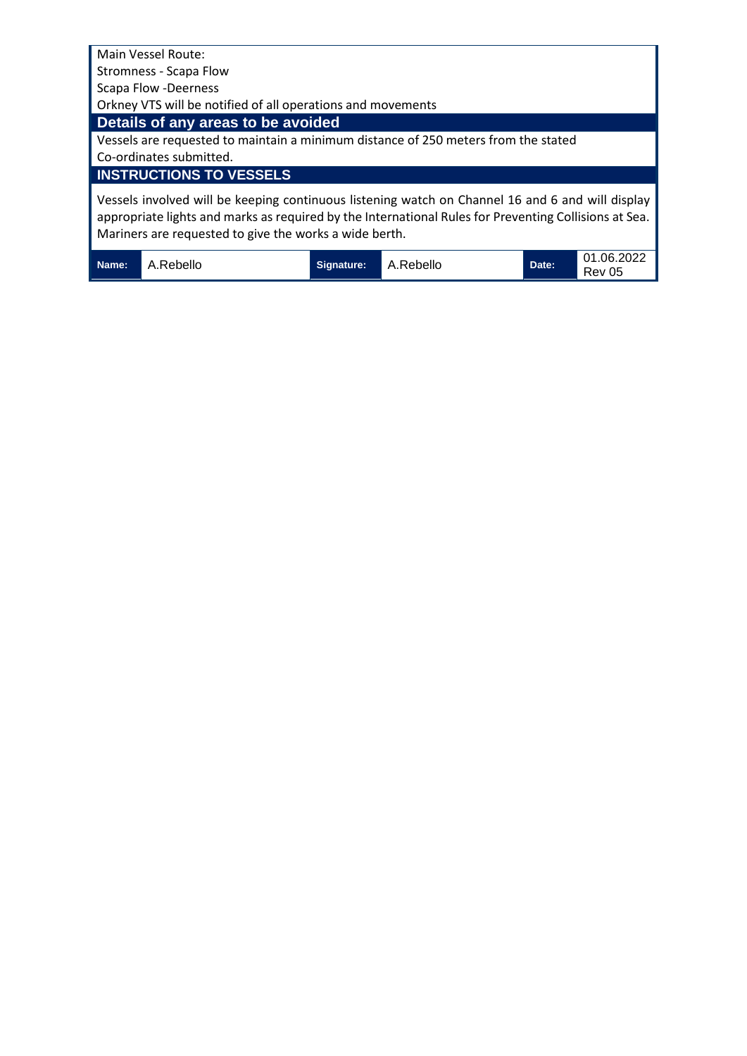Main Vessel Route:
Stromness - Scapa Flow
Scapa Flow -Deerness
Orkney VTS will be notified of all operations and movements

## Details of any areas to be avoided

Vessels are requested to maintain a minimum distance of 250 meters from the stated
Co-ordinates submitted.

## INSTRUCTIONS TO VESSELS

Vessels involved will be keeping continuous listening watch on Channel 16 and 6 and will display appropriate lights and marks as required by the International Rules for Preventing Collisions at Sea. Mariners are requested to give the works a wide berth.

| | | | | | |
|---|---|---|---|---|---|
| **Name:** | A.Rebello | **Signature:** | A.Rebello | **Date:** | 01.06.2022 Rev 05 |